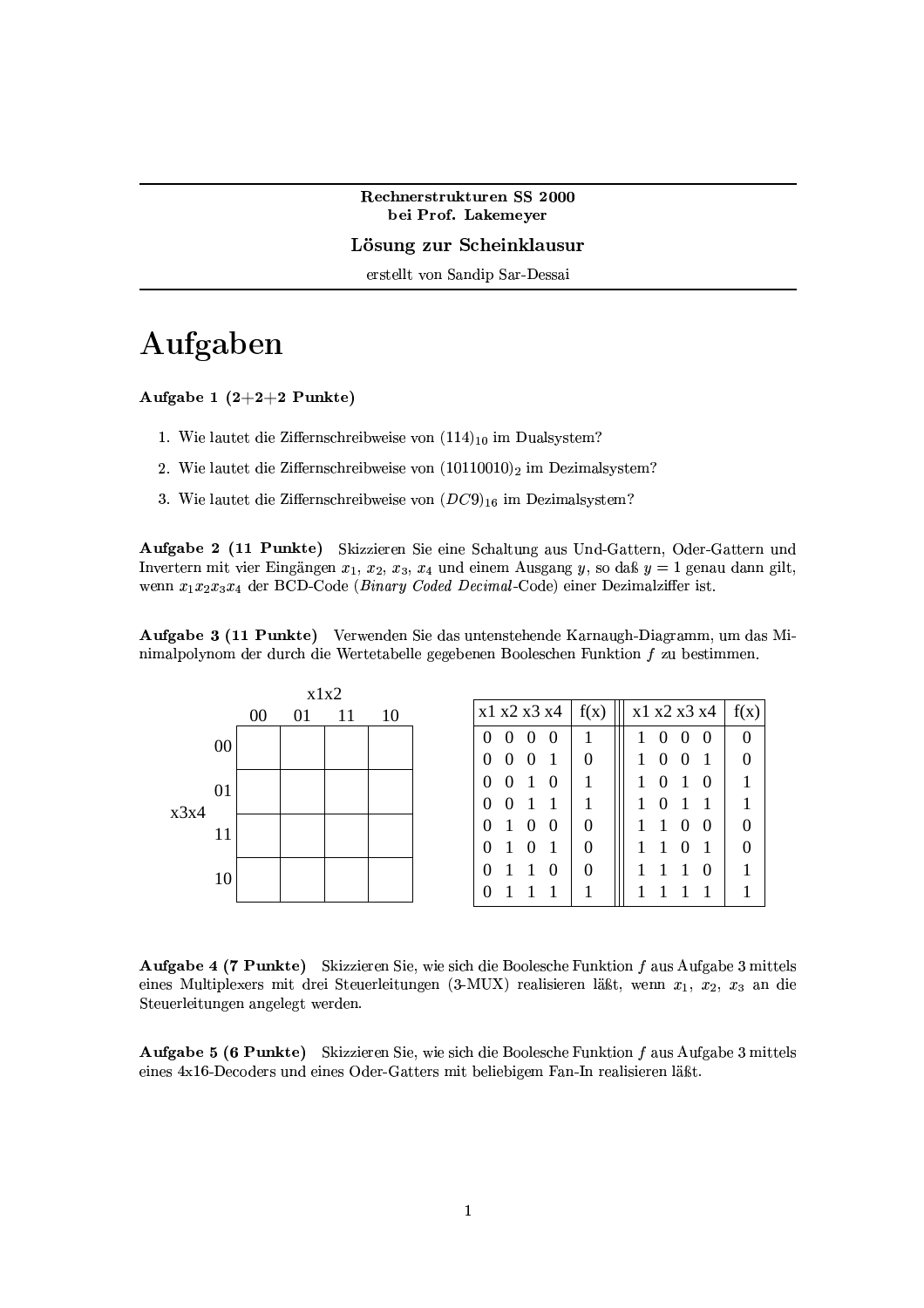**Rechnerstrukturen SS 2000**
**bei Prof. Lakemeyer**

## Lösung zur Scheinklausur

erstellt von Sandip Sar-Dessai

# Aufgaben

**Aufgabe 1 (2+2+2 Punkte)**

1. Wie lautet die Ziffernschreibweise von $(114)_{10}$ im Dualsystem?
2. Wie lautet die Ziffernschreibweise von $(10110010)_2$ im Dezimalsystem?
3. Wie lautet die Ziffernschreibweise von $(DC9)_{16}$ im Dezimalsystem?

**Aufgabe 2 (11 Punkte)** Skizzieren Sie eine Schaltung aus Und-Gattern, Oder-Gattern und Invertern mit vier Eingängen $x_1$, $x_2$, $x_3$, $x_4$ und einem Ausgang $y$, so daß $y = 1$ genau dann gilt, wenn $x_1 x_2 x_3 x_4$ der BCD-Code (*Binary Coded Decimal*-Code) einer Dezimalziffer ist.

**Aufgabe 3 (11 Punkte)** Verwenden Sie das untenstehende Karnaugh-Diagramm, um das Minimalpolynom der durch die Wertetabelle gegebenen Booleschen Funktion $f$ zu bestimmen.

| x3x4 \ x1x2 | 00 | 01 | 11 | 10 |
|---|---|---|---|---|
| 00 | | | | |
| 01 | | | | |
| 11 | | | | |
| 10 | | | | |

| x1 x2 x3 x4 | f(x) | x1 x2 x3 x4 | f(x) |
|---|---|---|---|
| 0 0 0 0 | 1 | 1 0 0 0 | 0 |
| 0 0 0 1 | 0 | 1 0 0 1 | 0 |
| 0 0 1 0 | 1 | 1 0 1 0 | 1 |
| 0 0 1 1 | 1 | 1 0 1 1 | 1 |
| 0 1 0 0 | 0 | 1 1 0 0 | 0 |
| 0 1 0 1 | 0 | 1 1 0 1 | 0 |
| 0 1 1 0 | 0 | 1 1 1 0 | 1 |
| 0 1 1 1 | 1 | 1 1 1 1 | 1 |

**Aufgabe 4 (7 Punkte)** Skizzieren Sie, wie sich die Boolesche Funktion $f$ aus Aufgabe 3 mittels eines Multiplexers mit drei Steuerleitungen (3-MUX) realisieren läßt, wenn $x_1$, $x_2$, $x_3$ an die Steuerleitungen angelegt werden.

**Aufgabe 5 (6 Punkte)** Skizzieren Sie, wie sich die Boolesche Funktion $f$ aus Aufgabe 3 mittels eines 4x16-Decoders und eines Oder-Gatters mit beliebigem Fan-In realisieren läßt.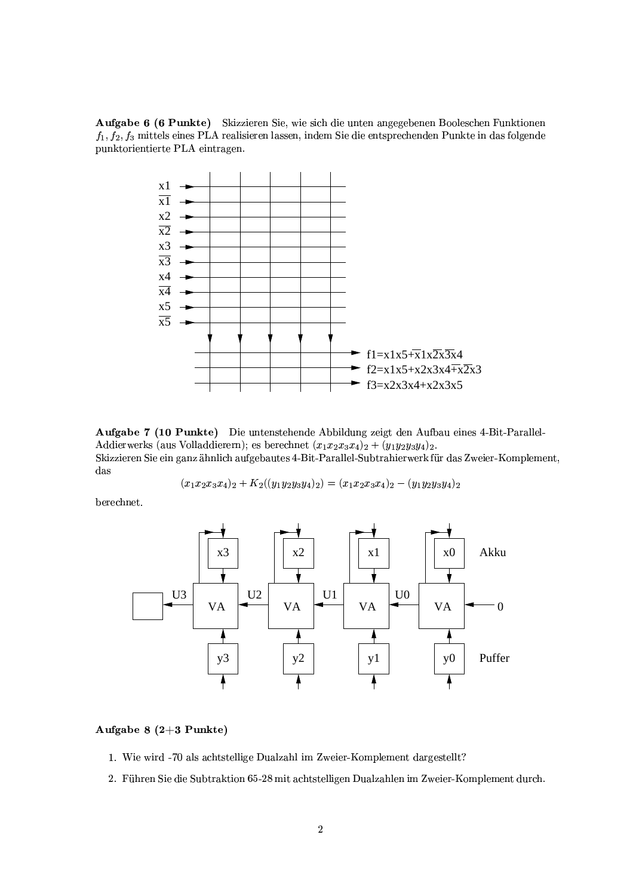**Aufgabe 6 (6 Punkte)** Skizzieren Sie, wie sich die unten angegebenen Booleschen Funktionen $f_1, f_2, f_3$ mittels eines PLA realisieren lassen, indem Sie die entsprechenden Punkte in das folgende punktorientierte PLA eintragen.

Eingänge: x1, $\overline{x1}$, x2, $\overline{x2}$, x3, $\overline{x3}$, x4, $\overline{x4}$, x5, $\overline{x5}$

f1=x1x5+$\overline{x1}$x1$\overline{x2}$$\overline{x3}$x4

f2=x1x5+x2x3x4+$\overline{x2}$x3

f3=x2x3x4+x2x3x5

**Aufgabe 7 (10 Punkte)** Die untenstehende Abbildung zeigt den Aufbau eines 4-Bit-Parallel-Addierwerks (aus Volladdierern); es berechnet $(x_1x_2x_3x_4)_2 + (y_1y_2y_3y_4)_2$.
Skizzieren Sie ein ganz ähnlich aufgebautes 4-Bit-Parallel-Subtrahierwerk für das Zweier-Komplement, das

$$(x_1x_2x_3x_4)_2 + K_2((y_1y_2y_3y_4)_2) = (x_1x_2x_3x_4)_2 - (y_1y_2y_3y_4)_2$$

berechnet.

Akku: x3, x2, x1, x0 — VA, VA, VA, VA — Überträge U3, U2, U1, U0 — Eingang 0 — Puffer: y3, y2, y1, y0

**Aufgabe 8 (2+3 Punkte)**

1. Wie wird -70 als achtstellige Dualzahl im Zweier-Komplement dargestellt?
2. Führen Sie die Subtraktion 65-28 mit achtstelligen Dualzahlen im Zweier-Komplement durch.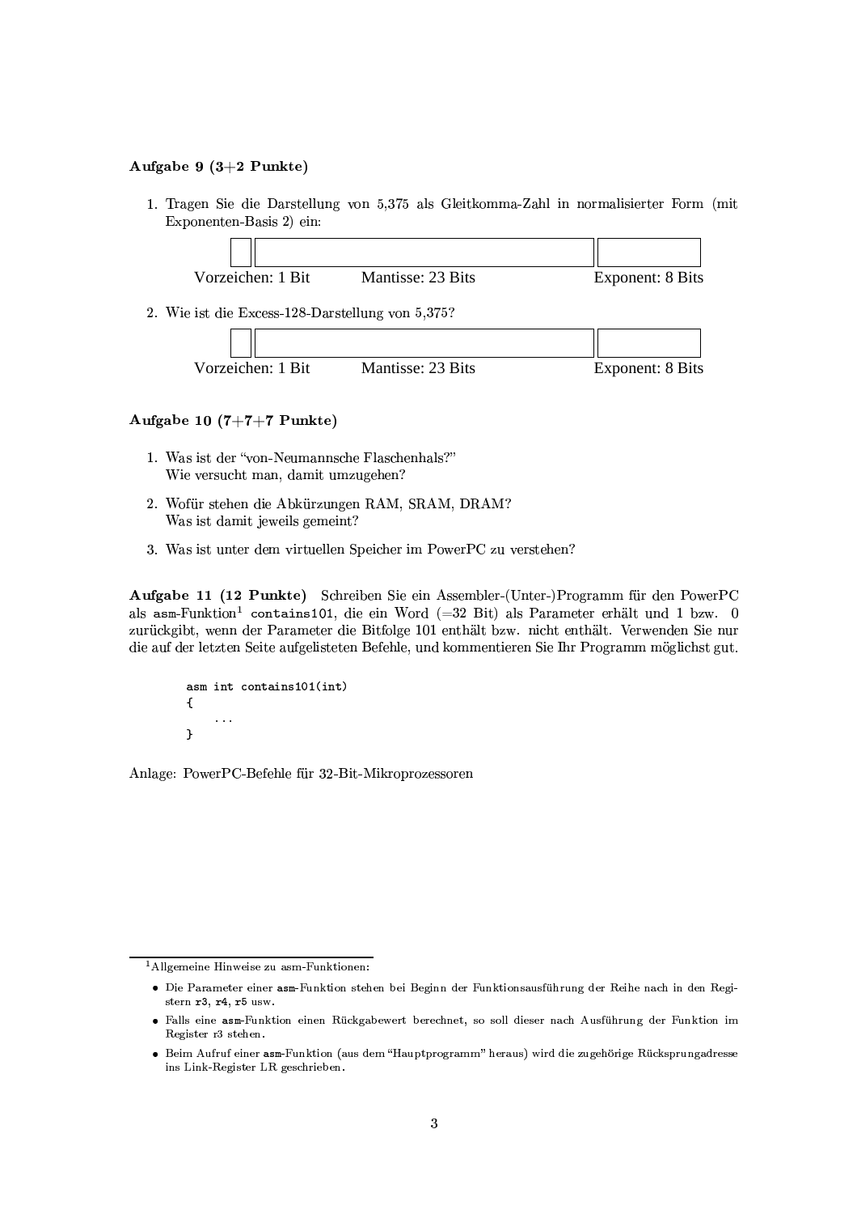**Aufgabe 9 (3+2 Punkte)**

1. Tragen Sie die Darstellung von 5,375 als Gleitkomma-Zahl in normalisierter Form (mit Exponenten-Basis 2) ein:

| | | |
|---|---|---|
| | | |
| Vorzeichen: 1 Bit | Mantisse: 23 Bits | Exponent: 8 Bits |

2. Wie ist die Excess-128-Darstellung von 5,375?

| | | |
|---|---|---|
| | | |
| Vorzeichen: 1 Bit | Mantisse: 23 Bits | Exponent: 8 Bits |

**Aufgabe 10 (7+7+7 Punkte)**

1. Was ist der "von-Neumannsche Flaschenhals?"
   Wie versucht man, damit umzugehen?

2. Wofür stehen die Abkürzungen RAM, SRAM, DRAM?
   Was ist damit jeweils gemeint?

3. Was ist unter dem virtuellen Speicher im PowerPC zu verstehen?

**Aufgabe 11 (12 Punkte)** Schreiben Sie ein Assembler-(Unter-)Programm für den PowerPC als asm-Funktion[1] `contains101`, die ein Word (=32 Bit) als Parameter erhält und 1 bzw. 0 zurückgibt, wenn der Parameter die Bitfolge 101 enthält bzw. nicht enthält. Verwenden Sie nur die auf der letzten Seite aufgelisteten Befehle, und kommentieren Sie Ihr Programm möglichst gut.

```
asm int contains101(int)
{
    ...
}
```

Anlage: PowerPC-Befehle für 32-Bit-Mikroprozessoren

---

[1] Allgemeine Hinweise zu asm-Funktionen:

- Die Parameter einer **asm**-Funktion stehen bei Beginn der Funktionsausführung der Reihe nach in den Registern **r3**, **r4**, **r5** usw.
- Falls eine **asm**-Funktion einen Rückgabewert berechnet, so soll dieser nach Ausführung der Funktion im Register r3 stehen.
- Beim Aufruf einer **asm**-Funktion (aus dem "Hauptprogramm" heraus) wird die zugehörige Rücksprungadresse ins Link-Register LR geschrieben.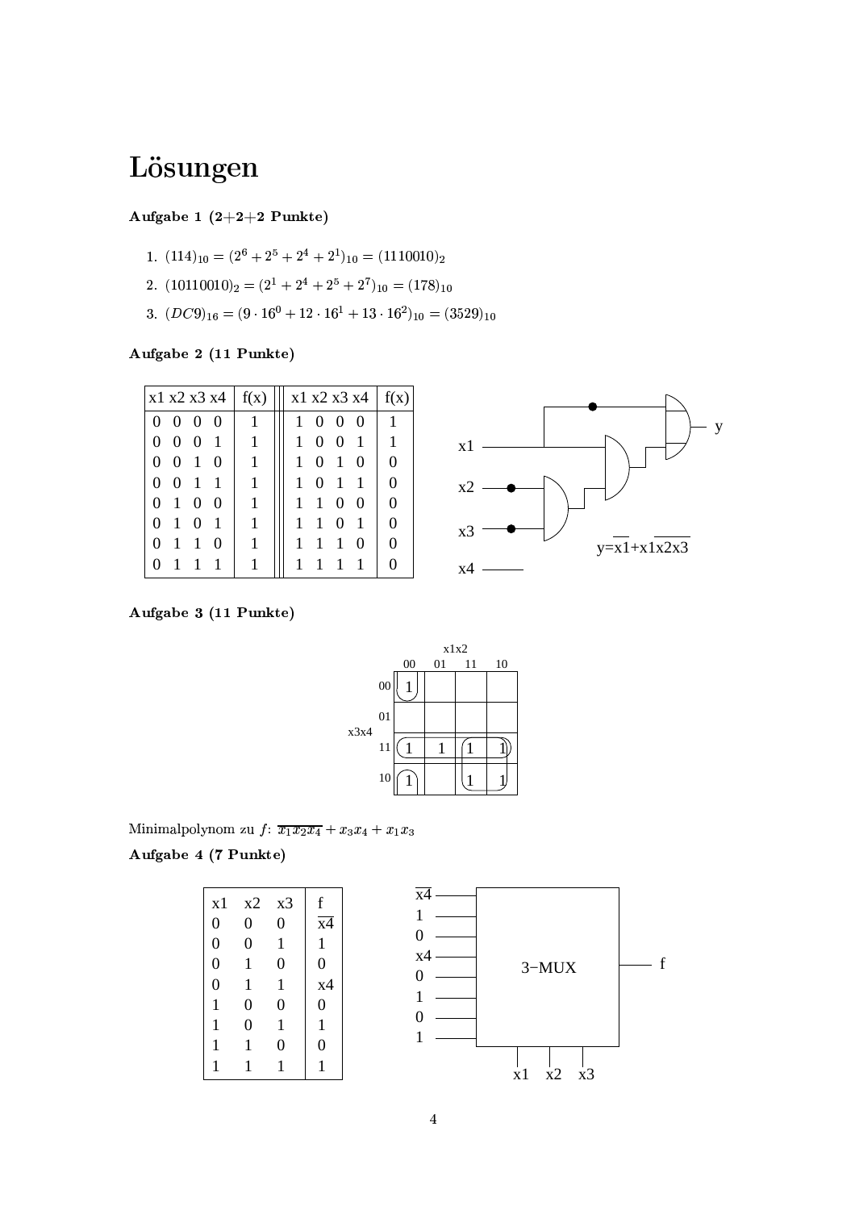# Lösungen

**Aufgabe 1 (2+2+2 Punkte)**

1. $(114)_{10} = (2^6 + 2^5 + 2^4 + 2^1)_{10} = (1110010)_2$
2. $(10110010)_2 = (2^1 + 2^4 + 2^5 + 2^7)_{10} = (178)_{10}$
3. $(DC9)_{16} = (9 \cdot 16^0 + 12 \cdot 16^1 + 13 \cdot 16^2)_{10} = (3529)_{10}$

**Aufgabe 2 (11 Punkte)**

| x1 x2 x3 x4 | f(x) | x1 x2 x3 x4 | f(x) |
|---|---|---|---|
| 0 0 0 0 | 1 | 1 0 0 0 | 1 |
| 0 0 0 1 | 1 | 1 0 0 1 | 1 |
| 0 0 1 0 | 1 | 1 0 1 0 | 0 |
| 0 0 1 1 | 1 | 1 0 1 1 | 0 |
| 0 1 0 0 | 1 | 1 1 0 0 | 0 |
| 0 1 0 1 | 1 | 1 1 0 1 | 0 |
| 0 1 1 0 | 1 | 1 1 1 0 | 0 |
| 0 1 1 1 | 1 | 1 1 1 1 | 0 |

x1, x2, x3, x4, y

$y = \overline{x1} + \overline{x1x2x3}$

**Aufgabe 3 (11 Punkte)**

| x3x4 \ x1x2 | 00 | 01 | 11 | 10 |
|---|---|---|---|---|
| 00 | 1 | | | |
| 01 | | | | |
| 11 | 1 | 1 | 1 | 1 |
| 10 | 1 | | 1 | 1 |

Minimalpolynom zu $f$: $\overline{x_1 x_2 x_4} + x_3 x_4 + x_1 x_3$

**Aufgabe 4 (7 Punkte)**

| x1 | x2 | x3 | f |
|---|---|---|---|
| 0 | 0 | 0 | $\overline{x4}$ |
| 0 | 0 | 1 | 1 |
| 0 | 1 | 0 | 0 |
| 0 | 1 | 1 | x4 |
| 1 | 0 | 0 | 0 |
| 1 | 0 | 1 | 1 |
| 1 | 1 | 0 | 0 |
| 1 | 1 | 1 | 1 |

3−MUX: Eingänge $\overline{x4}$, 1, 0, x4, 0, 1, 0, 1; Steuereingänge x1, x2, x3; Ausgang f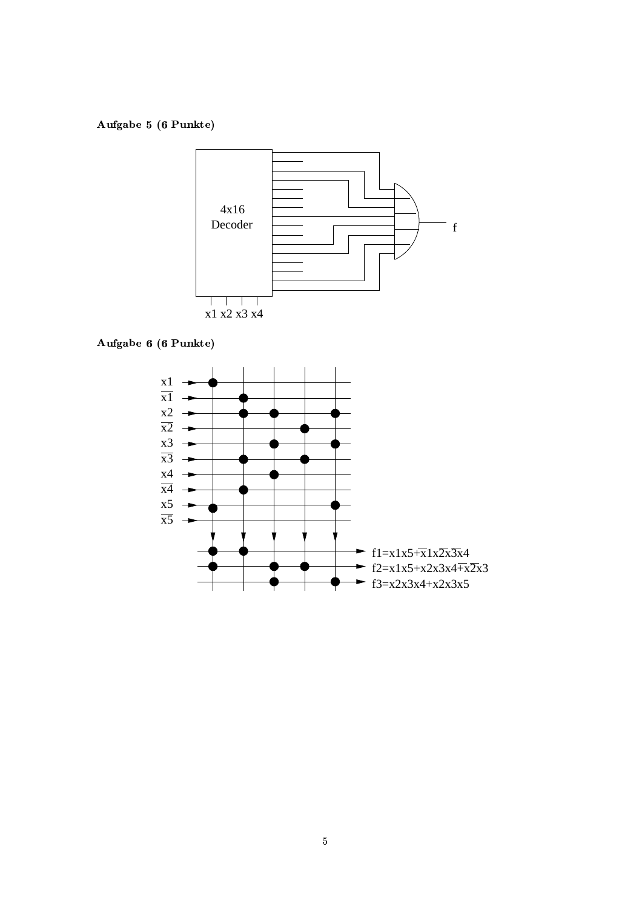**Aufgabe 5 (6 Punkte)**

4x16 Decoder

x1 x2 x3 x4

f

**Aufgabe 6 (6 Punkte)**

$x1$, $\overline{x1}$, $x2$, $\overline{x2}$, $x3$, $\overline{x3}$, $x4$, $\overline{x4}$, $x5$, $\overline{x5}$

$f1 = x1x5 + \overline{x1}x2\overline{x3}\overline{x4}$

$f2 = x1x5 + x2x3x4 + \overline{x2}\overline{x3}$

$f3 = x2x3x4 + x2x3x5$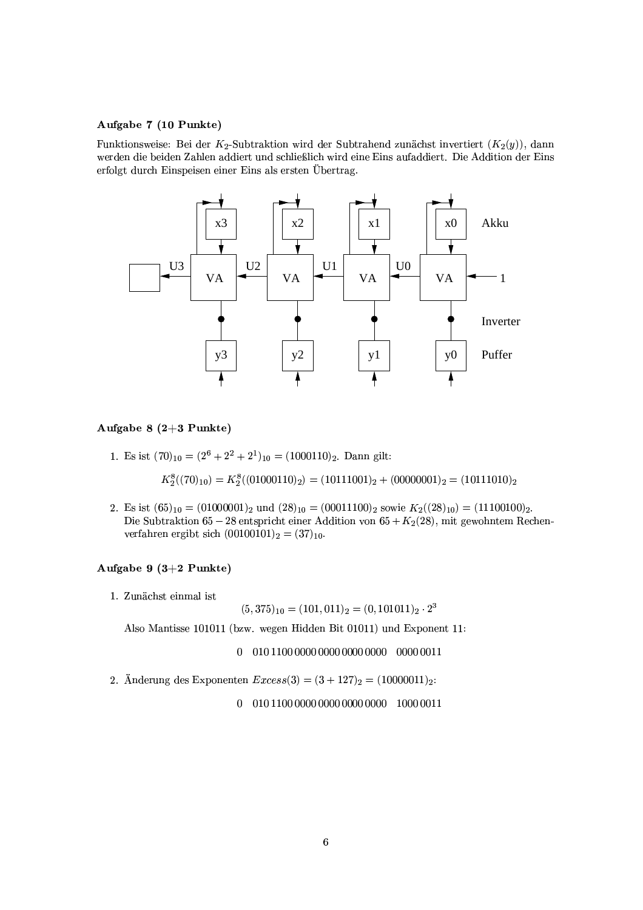**Aufgabe 7 (10 Punkte)**

Funktionsweise: Bei der $K_2$-Subtraktion wird der Subtrahend zunächst invertiert ($K_2(y)$), dann werden die beiden Zahlen addiert und schließlich wird eine Eins aufaddiert. Die Addition der Eins erfolgt durch Einspeisen einer Eins als ersten Übertrag.

x3 x2 x1 x0 Akku

U3 VA U2 VA U1 VA U0 VA 1

Inverter

y3 y2 y1 y0 Puffer

**Aufgabe 8 (2+3 Punkte)**

1. Es ist $(70)_{10} = (2^6 + 2^2 + 2^1)_{10} = (1000110)_2$. Dann gilt:

$$K_2^8((70)_{10}) = K_2^8((01000110)_2) = (10111001)_2 + (00000001)_2 = (10111010)_2$$

2. Es ist $(65)_{10} = (01000001)_2$ und $(28)_{10} = (00011100)_2$ sowie $K_2((28)_{10}) = (11100100)_2$. Die Subtraktion $65 - 28$ entspricht einer Addition von $65 + K_2(28)$, mit gewohntem Rechenverfahren ergibt sich $(00100101)_2 = (37)_{10}$.

**Aufgabe 9 (3+2 Punkte)**

1. Zunächst einmal ist

$$(5,375)_{10} = (101,011)_2 = (0,101011)_2 \cdot 2^3$$

Also Mantisse 101011 (bzw. wegen Hidden Bit 01011) und Exponent 11:

0 010 1100 0000 0000 0000 0000 0000 0011

2. Änderung des Exponenten $Excess(3) = (3 + 127)_2 = (10000011)_2$:

0 010 1100 0000 0000 0000 0000 1000 0011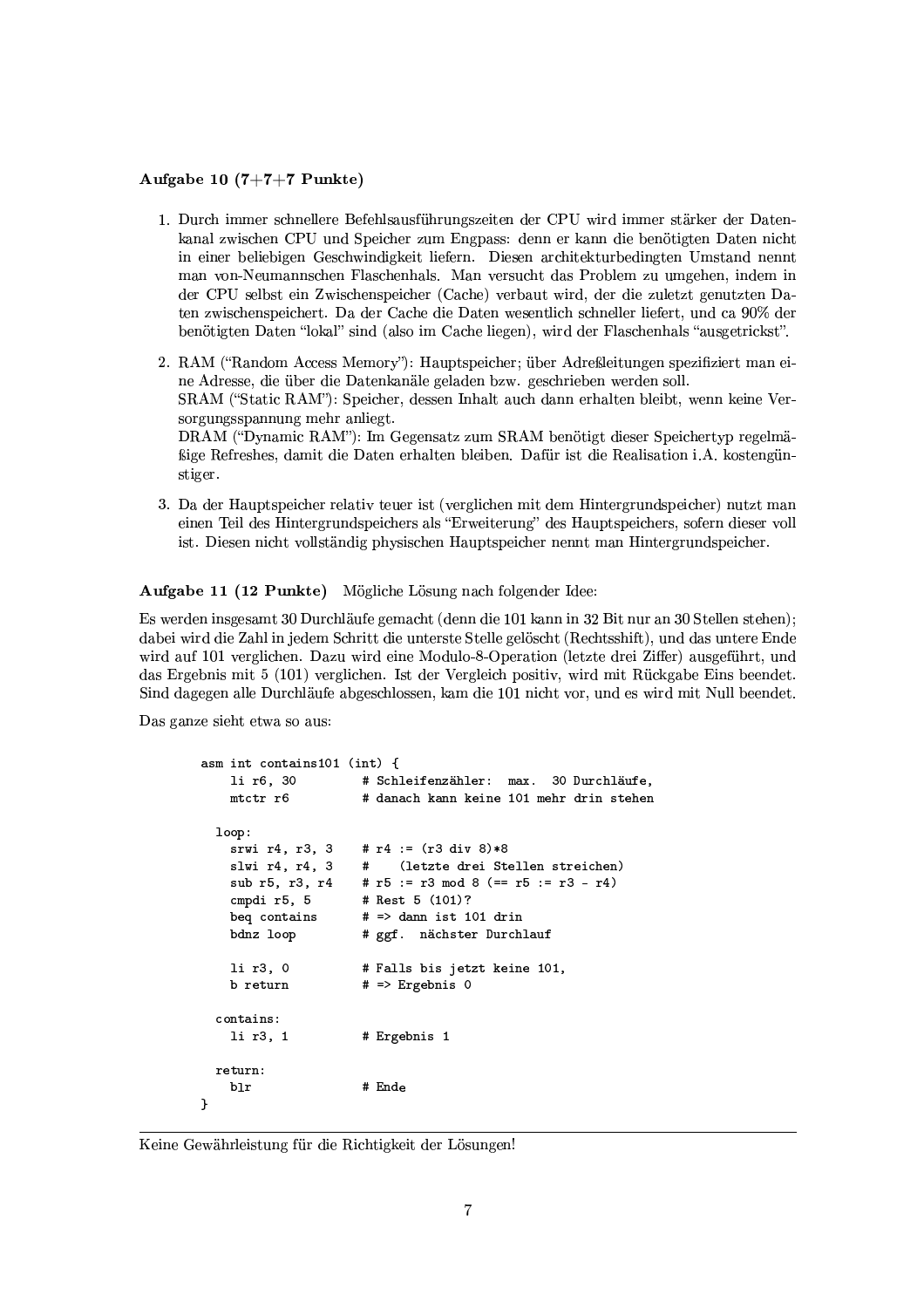**Aufgabe 10 (7+7+7 Punkte)**

1. Durch immer schnellere Befehlsausführungszeiten der CPU wird immer stärker der Datenkanal zwischen CPU und Speicher zum Engpass: denn er kann die benötigten Daten nicht in einer beliebigen Geschwindigkeit liefern. Diesen architekturbedingten Umstand nennt man von-Neumannschen Flaschenhals. Man versucht das Problem zu umgehen, indem in der CPU selbst ein Zwischenspeicher (Cache) verbaut wird, der die zuletzt genutzten Daten zwischenspeichert. Da der Cache die Daten wesentlich schneller liefert, und ca 90% der benötigten Daten "lokal" sind (also im Cache liegen), wird der Flaschenhals "ausgetrickst".

2. RAM ("Random Access Memory"): Hauptspeicher; über Adreßleitungen spezifiziert man eine Adresse, die über die Datenkanäle geladen bzw. geschrieben werden soll.
   SRAM ("Static RAM"): Speicher, dessen Inhalt auch dann erhalten bleibt, wenn keine Versorgungsspannung mehr anliegt.
   DRAM ("Dynamic RAM"): Im Gegensatz zum SRAM benötigt dieser Speichertyp regelmäßige Refreshes, damit die Daten erhalten bleiben. Dafür ist die Realisation i.A. kostengünstiger.

3. Da der Hauptspeicher relativ teuer ist (verglichen mit dem Hintergrundspeicher) nutzt man einen Teil des Hintergrundspeichers als "Erweiterung" des Hauptspeichers, sofern dieser voll ist. Diesen nicht vollständig physischen Hauptspeicher nennt man Hintergrundspeicher.

**Aufgabe 11 (12 Punkte)** Mögliche Lösung nach folgender Idee:

Es werden insgesamt 30 Durchläufe gemacht (denn die 101 kann in 32 Bit nur an 30 Stellen stehen); dabei wird die Zahl in jedem Schritt die unterste Stelle gelöscht (Rechtsshift), und das untere Ende wird auf 101 verglichen. Dazu wird eine Modulo-8-Operation (letzte drei Ziffer) ausgeführt, und das Ergebnis mit 5 (101) verglichen. Ist der Vergleich positiv, wird mit Rückgabe Eins beendet. Sind dagegen alle Durchläufe abgeschlossen, kam die 101 nicht vor, und es wird mit Null beendet.

Das ganze sieht etwa so aus:

```
asm int contains101 (int) {
    li r6, 30         # Schleifenzähler:  max.  30 Durchläufe,
    mtctr r6          # danach kann keine 101 mehr drin stehen

  loop:
    srwi r4, r3, 3    # r4 := (r3 div 8)*8
    slwi r4, r4, 3    #    (letzte drei Stellen streichen)
    sub r5, r3, r4    # r5 := r3 mod 8 (== r5 := r3 - r4)
    cmpdi r5, 5       # Rest 5 (101)?
    beq contains      # => dann ist 101 drin
    bdnz loop         # ggf.  nächster Durchlauf

    li r3, 0          # Falls bis jetzt keine 101,
    b return          # => Ergebnis 0

  contains:
    li r3, 1          # Ergebnis 1

  return:
    blr               # Ende
}
```

---

Keine Gewährleistung für die Richtigkeit der Lösungen!